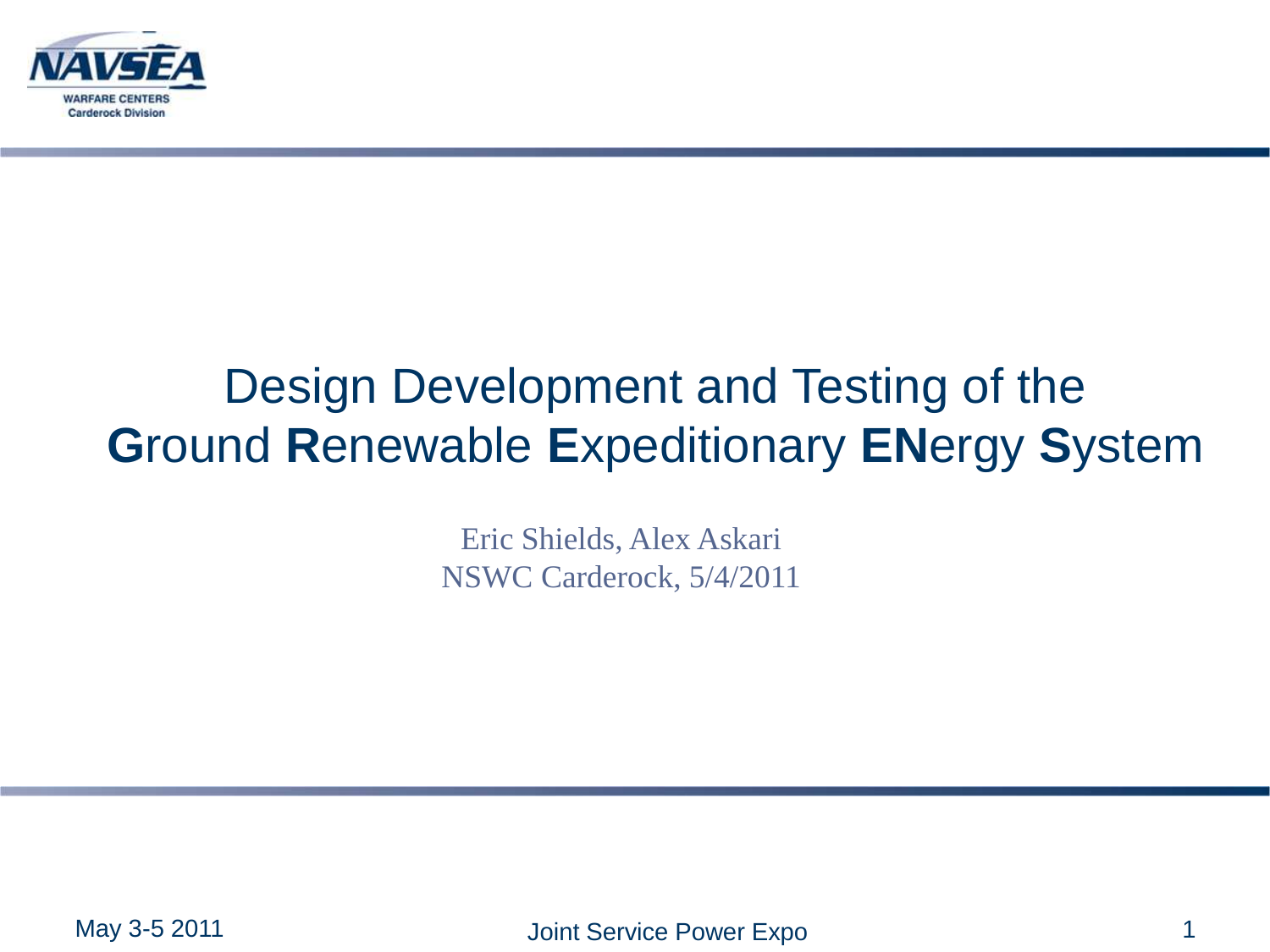NAVSEA
WARFARE CENTERS
Carderock Division

# Design Development and Testing of the **G**round **R**enewable **E**xpeditionary **EN**ergy **S**ystem

Eric Shields, Alex Askari
NSWC Carderock, 5/4/2011

May 3-5 2011 Joint Service Power Expo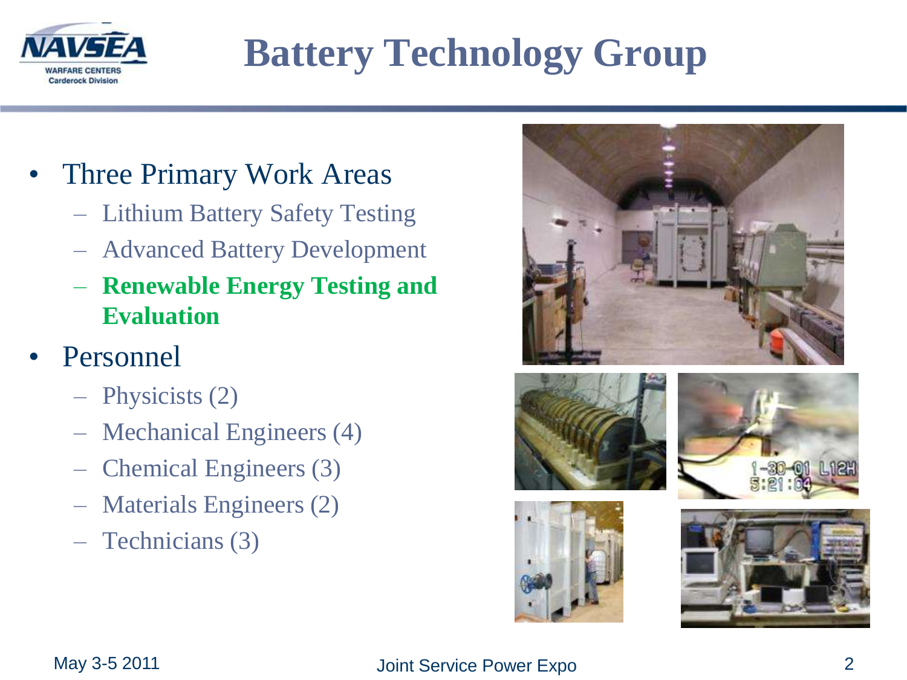# Battery Technology Group

- Three Primary Work Areas
  - Lithium Battery Safety Testing
  - Advanced Battery Development
  - **Renewable Energy Testing and Evaluation**
- Personnel
  - Physicists (2)
  - Mechanical Engineers (4)
  - Chemical Engineers (3)
  - Materials Engineers (2)
  - Technicians (3)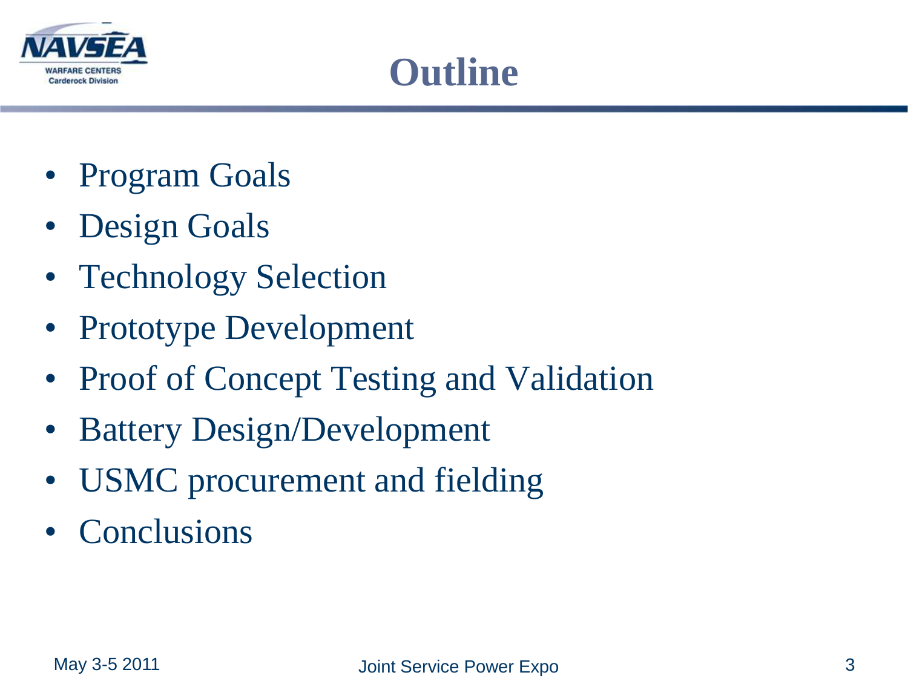# Outline

- Program Goals
- Design Goals
- Technology Selection
- Prototype Development
- Proof of Concept Testing and Validation
- Battery Design/Development
- USMC procurement and fielding
- Conclusions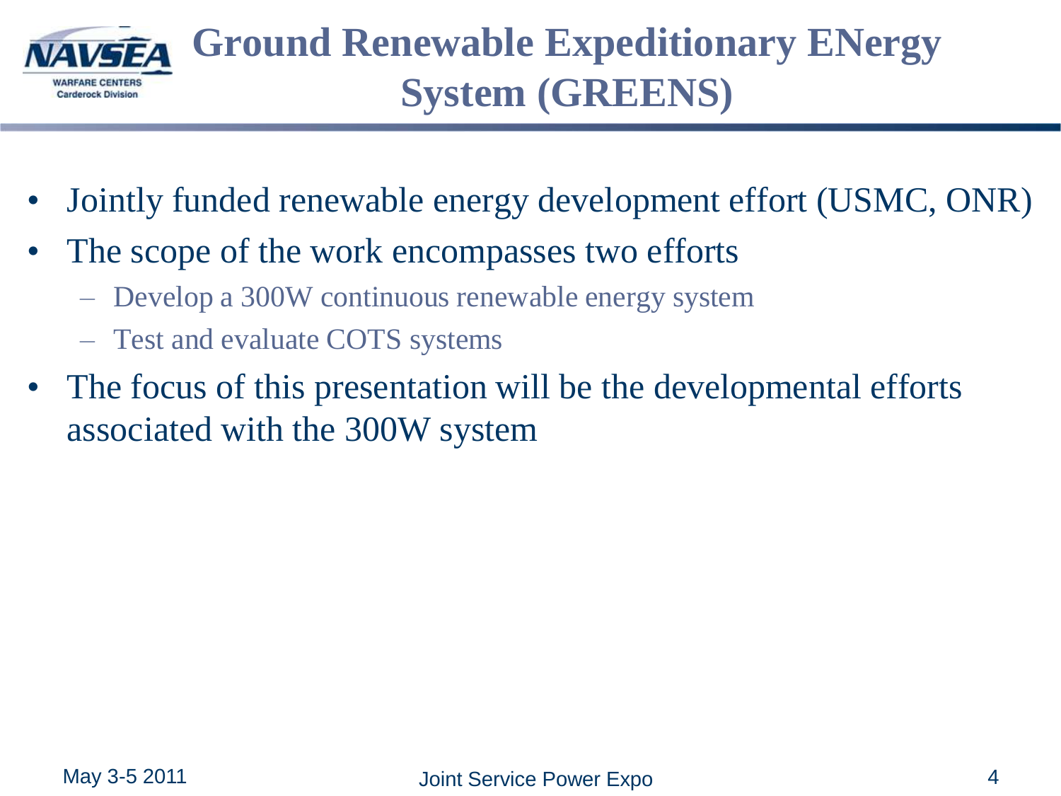# Ground Renewable Expeditionary ENergy System (GREENS)

- Jointly funded renewable energy development effort (USMC, ONR)
- The scope of the work encompasses two efforts
  - Develop a 300W continuous renewable energy system
  - Test and evaluate COTS systems
- The focus of this presentation will be the developmental efforts associated with the 300W system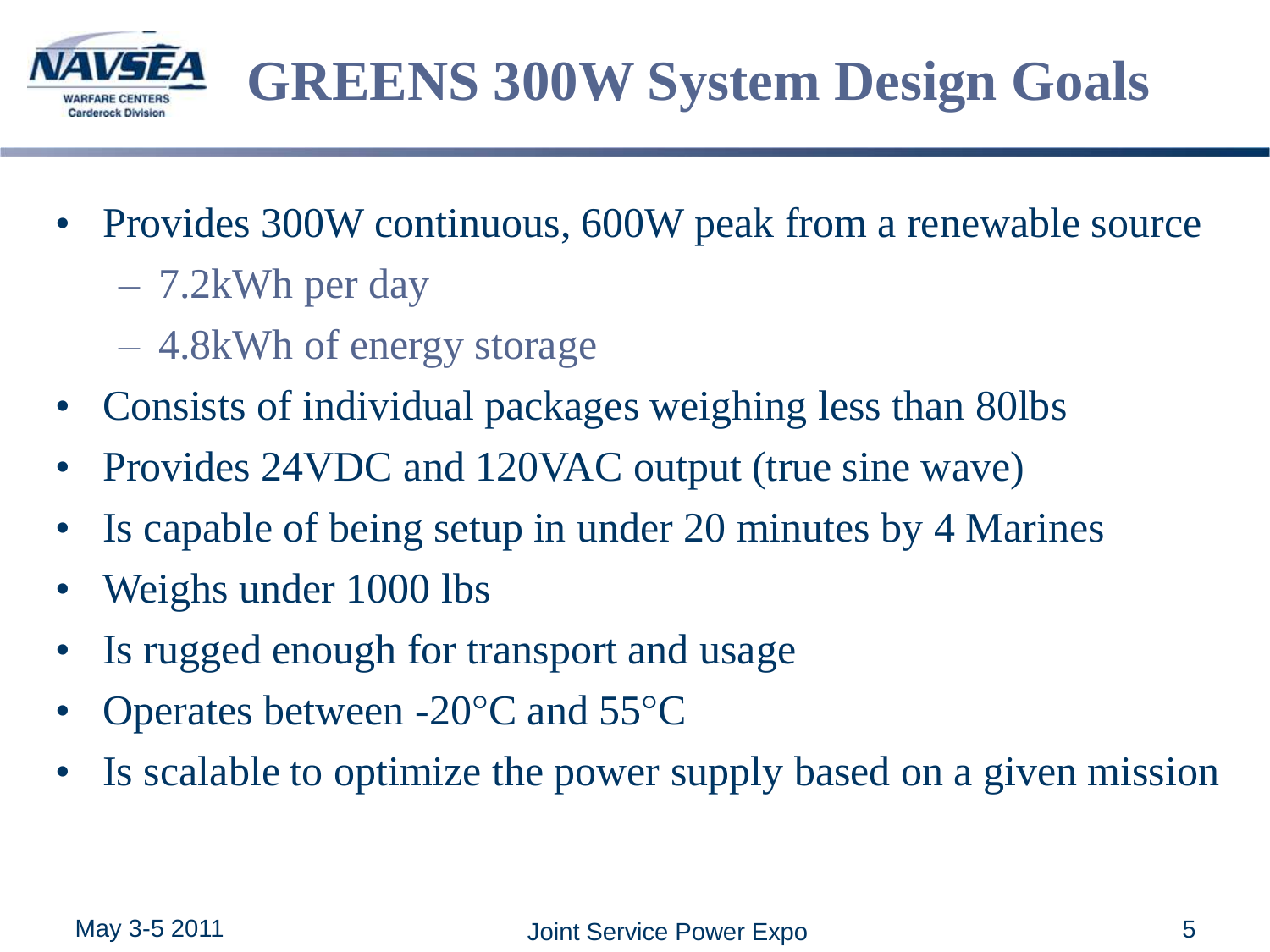# GREENS 300W System Design Goals

- Provides 300W continuous, 600W peak from a renewable source
  - 7.2kWh per day
  - 4.8kWh of energy storage
- Consists of individual packages weighing less than 80lbs
- Provides 24VDC and 120VAC output (true sine wave)
- Is capable of being setup in under 20 minutes by 4 Marines
- Weighs under 1000 lbs
- Is rugged enough for transport and usage
- Operates between -20°C and 55°C
- Is scalable to optimize the power supply based on a given mission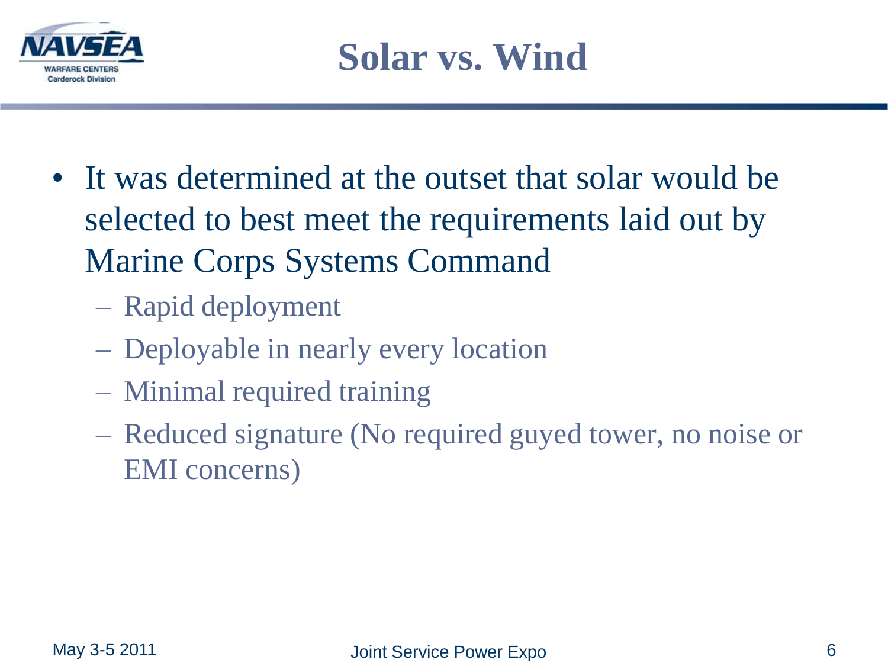# Solar vs. Wind

- It was determined at the outset that solar would be selected to best meet the requirements laid out by Marine Corps Systems Command
  - Rapid deployment
  - Deployable in nearly every location
  - Minimal required training
  - Reduced signature (No required guyed tower, no noise or EMI concerns)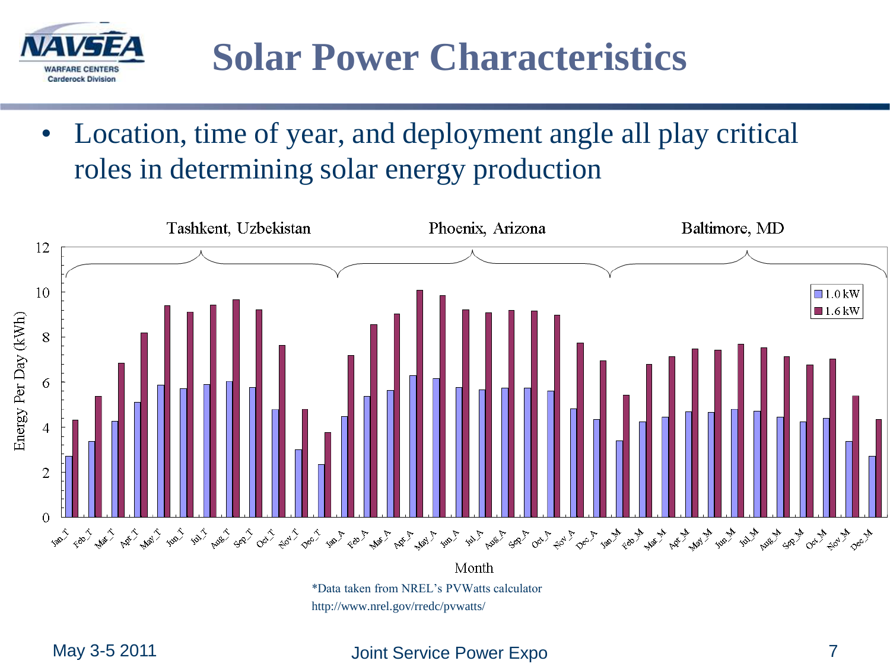# Solar Power Characteristics

- Location, time of year, and deployment angle all play critical roles in determining solar energy production

*Data taken from NREL's PVWatts calculator
http://www.nrel.gov/rredc/pvwatts/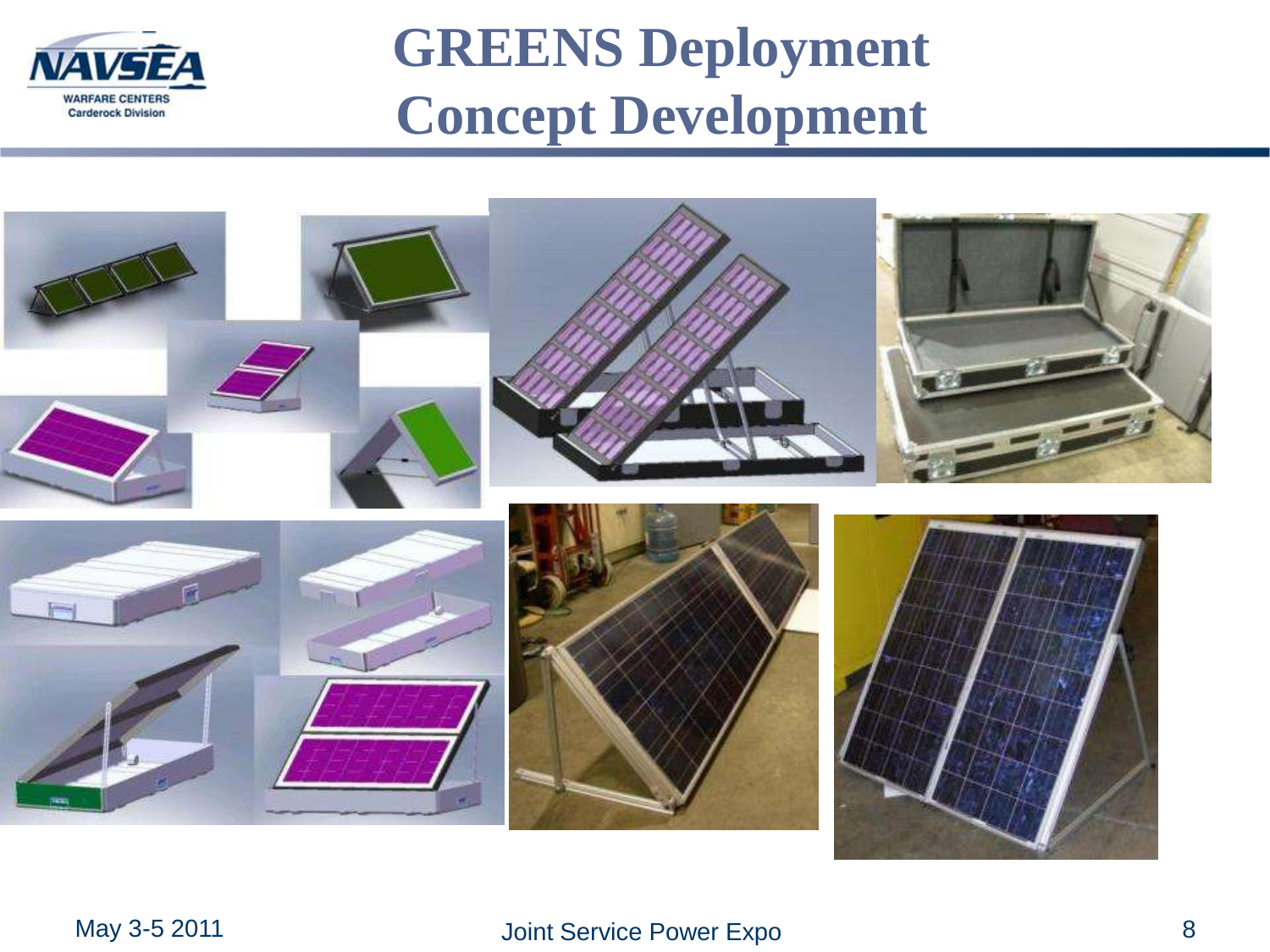# GREENS Deployment Concept Development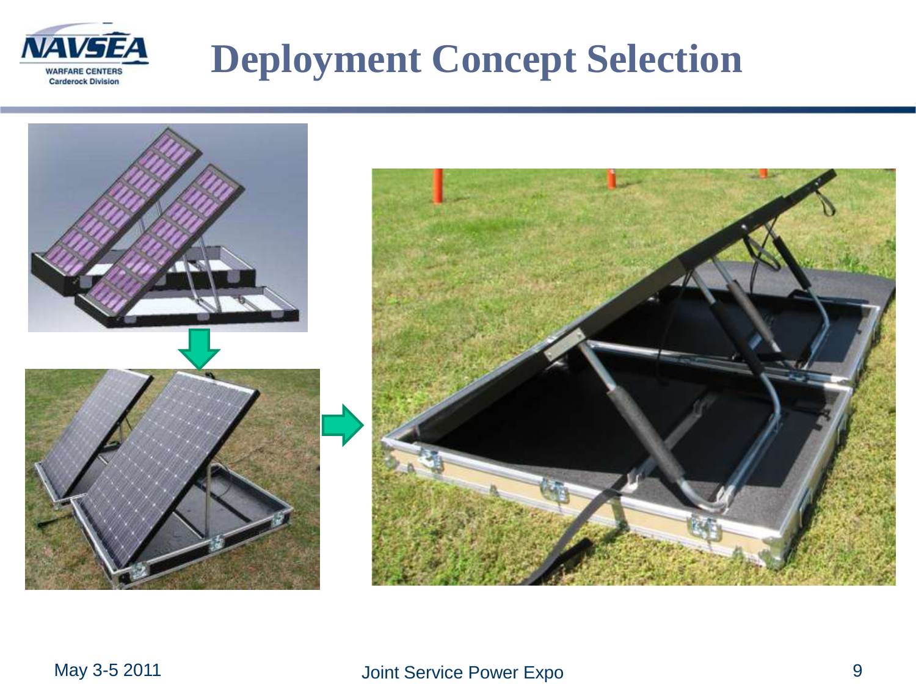# Deployment Concept Selection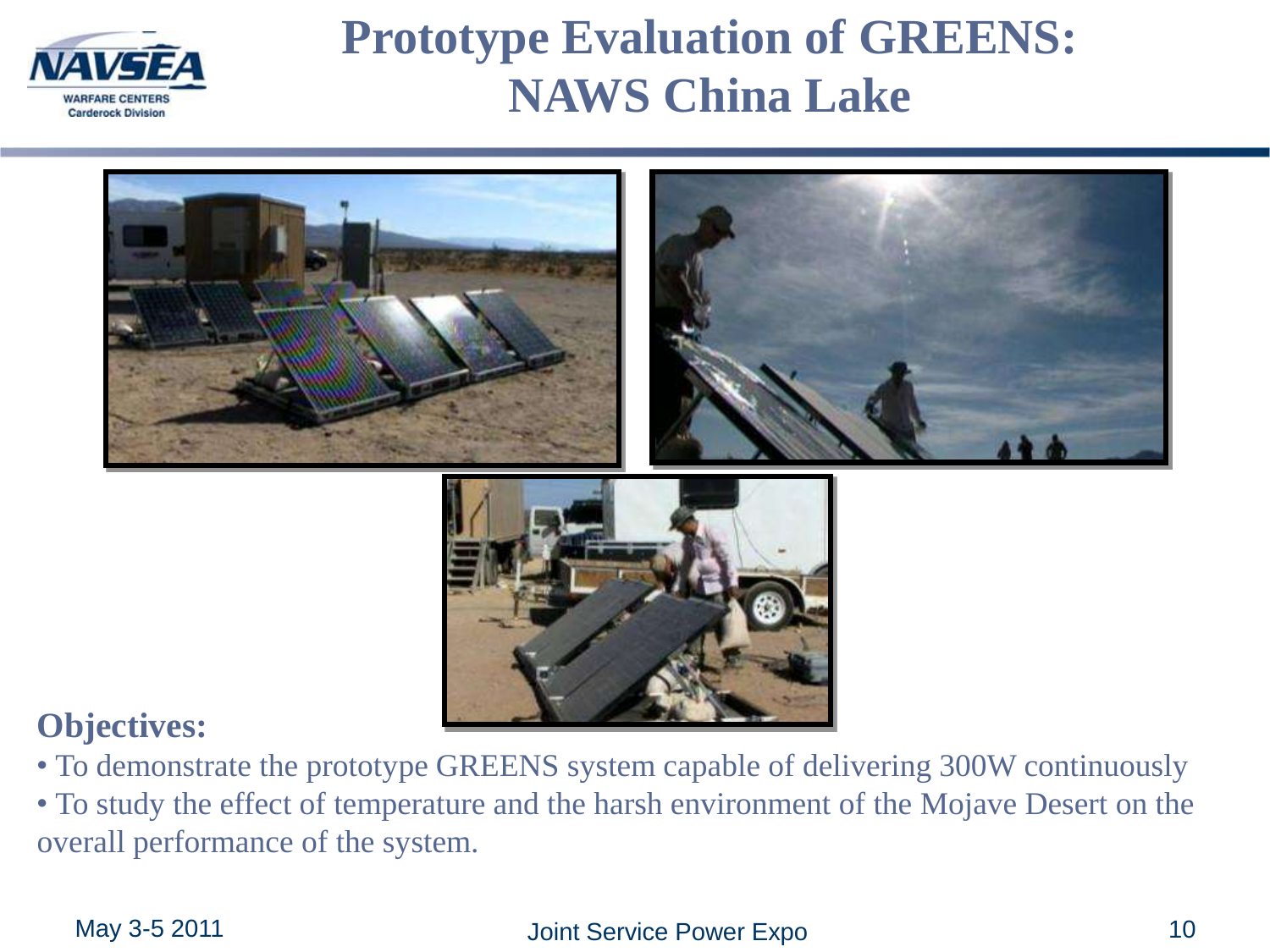# Prototype Evaluation of GREENS: NAWS China Lake

**Objectives:**

- To demonstrate the prototype GREENS system capable of delivering 300W continuously
- To study the effect of temperature and the harsh environment of the Mojave Desert on the overall performance of the system.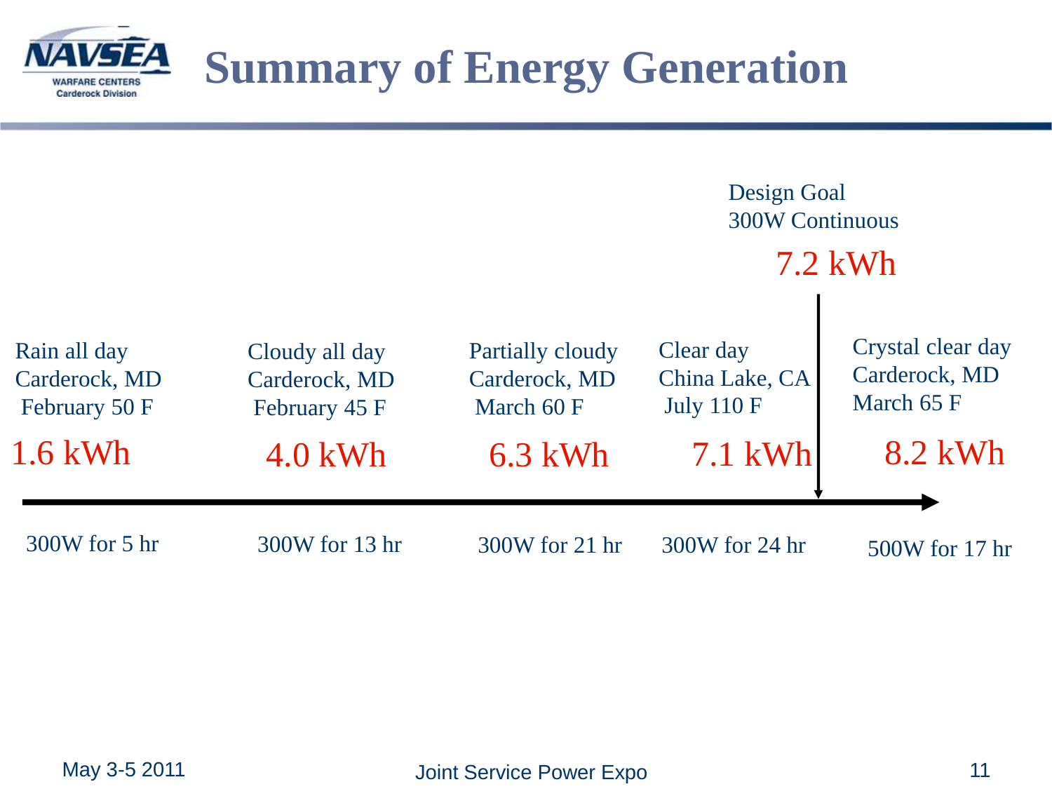# Summary of Energy Generation

Design Goal
300W Continuous

7.2 kWh

| Rain all day Carderock, MD February 50 F | Cloudy all day Carderock, MD February 45 F | Partially cloudy Carderock, MD March 60 F | Clear day China Lake, CA July 110 F | Crystal clear day Carderock, MD March 65 F |
|---|---|---|---|---|
| 1.6 kWh | 4.0 kWh | 6.3 kWh | 7.1 kWh | 8.2 kWh |
| 300W for 5 hr | 300W for 13 hr | 300W for 21 hr | 300W for 24 hr | 500W for 17 hr |

May 3-5 2011 — Joint Service Power Expo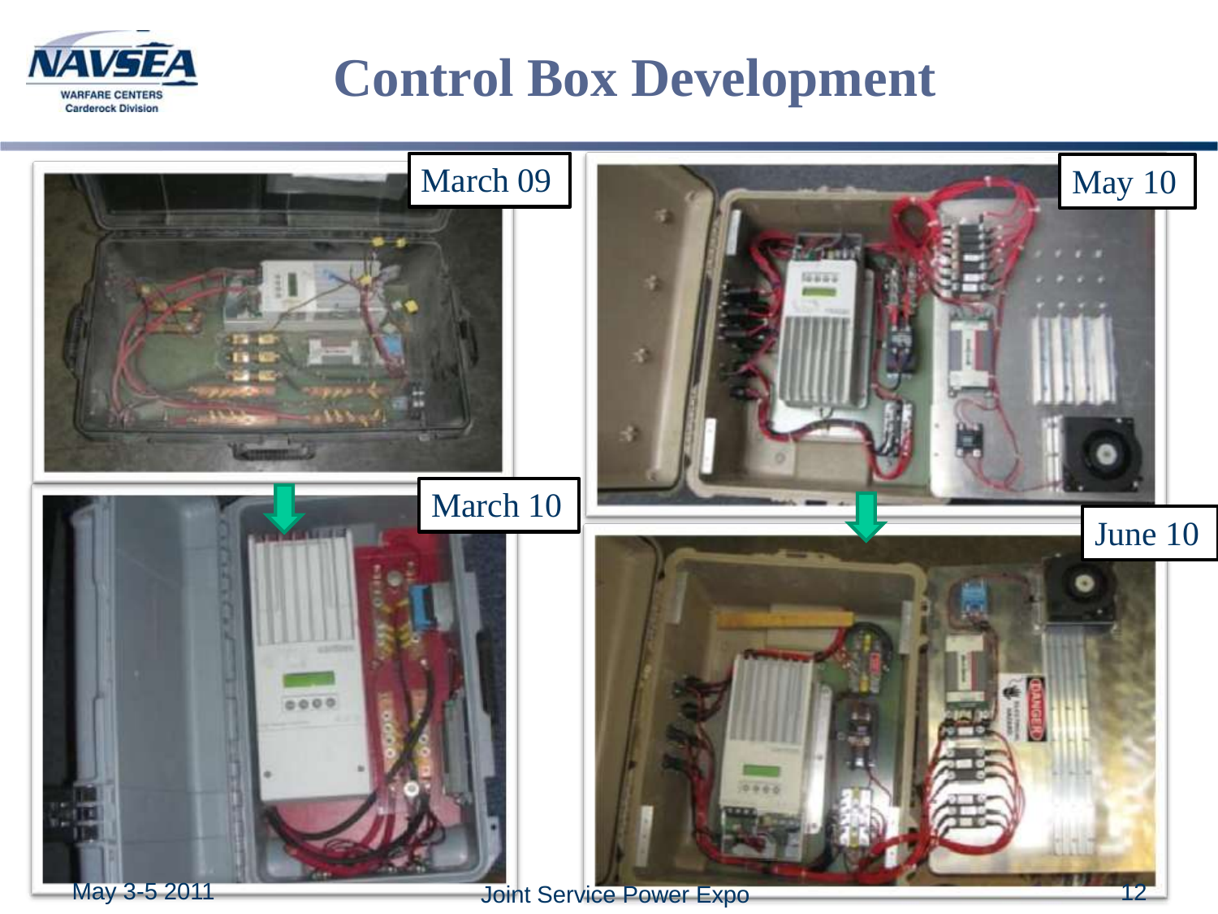# Control Box Development

March 09

March 10

May 10

June 10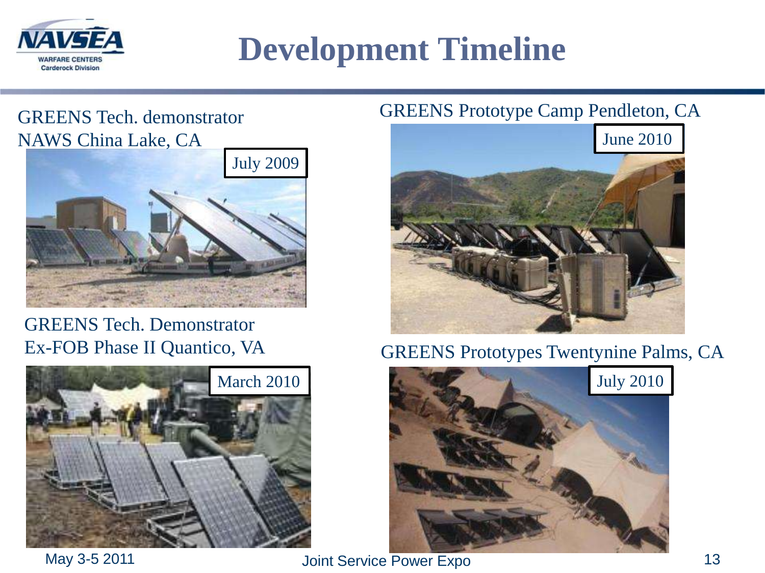# Development Timeline

GREENS Tech. demonstrator
NAWS China Lake, CA

July 2009

GREENS Tech. Demonstrator
Ex-FOB Phase II Quantico, VA

March 2010

GREENS Prototype Camp Pendleton, CA

June 2010

GREENS Prototypes Twentynine Palms, CA

July 2010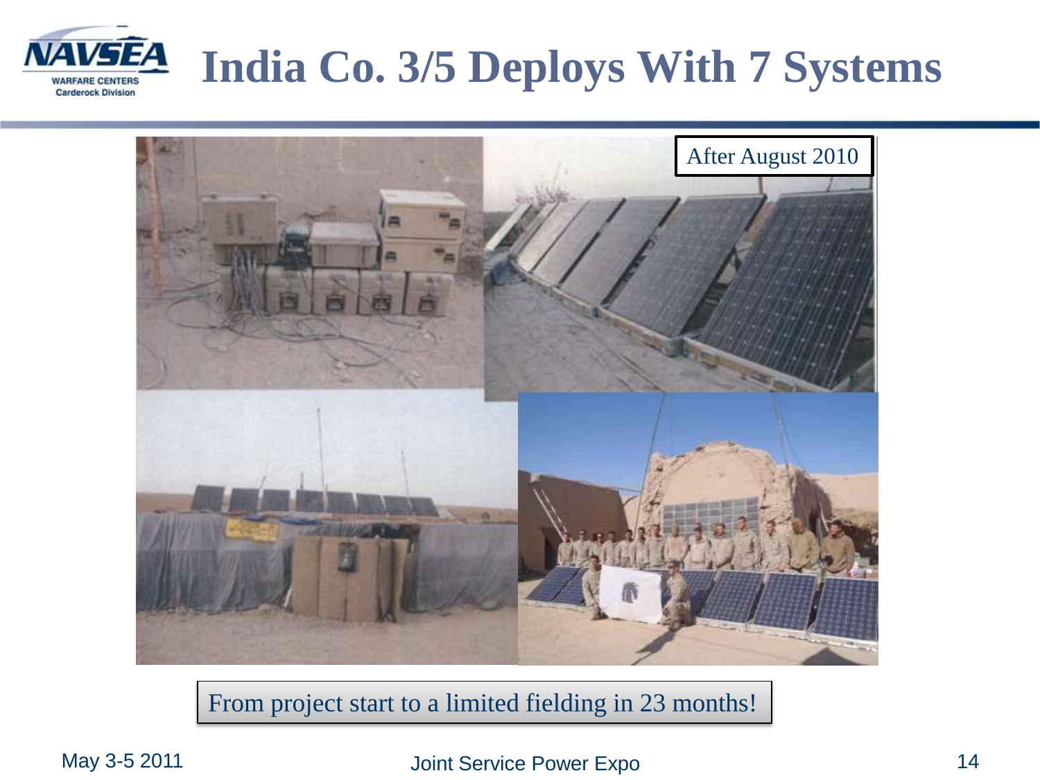# India Co. 3/5 Deploys With 7 Systems

After August 2010

From project start to a limited fielding in 23 months!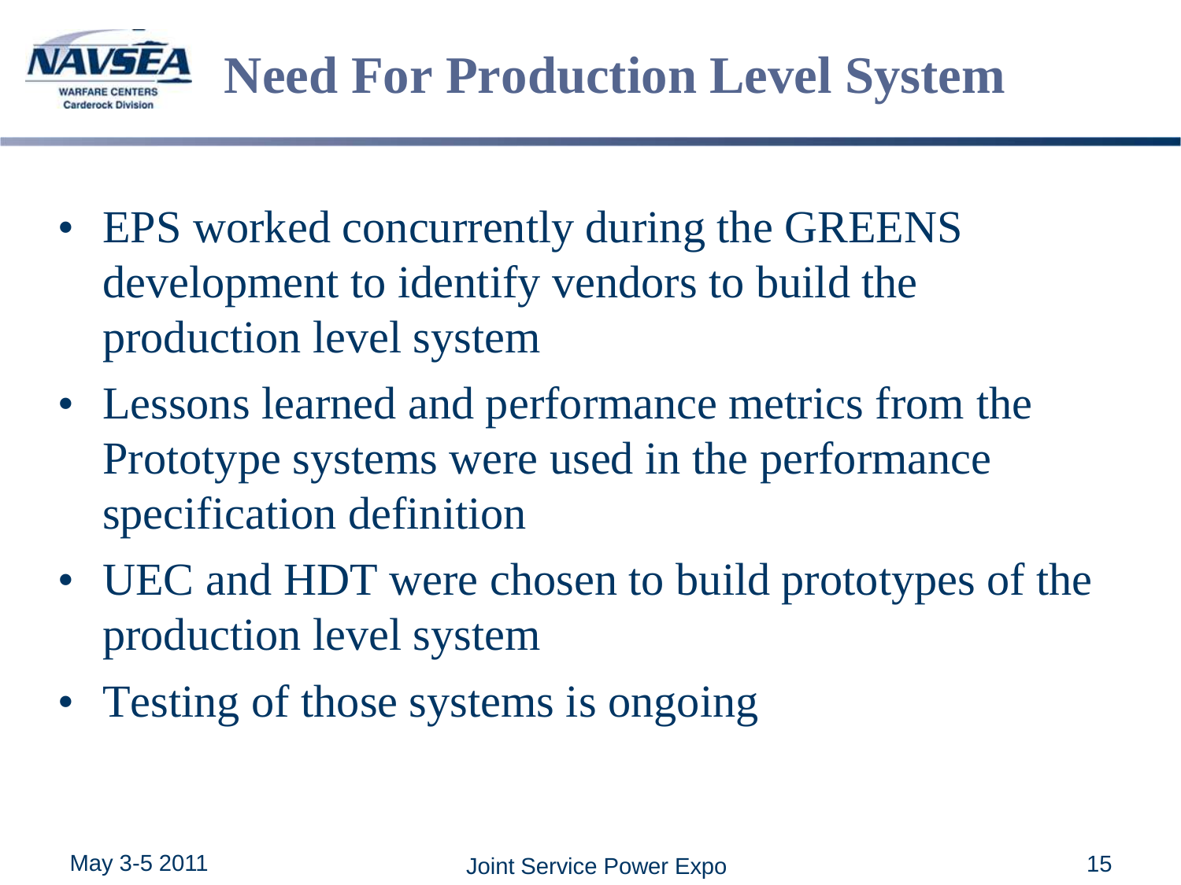# Need For Production Level System

- EPS worked concurrently during the GREENS development to identify vendors to build the production level system
- Lessons learned and performance metrics from the Prototype systems were used in the performance specification definition
- UEC and HDT were chosen to build prototypes of the production level system
- Testing of those systems is ongoing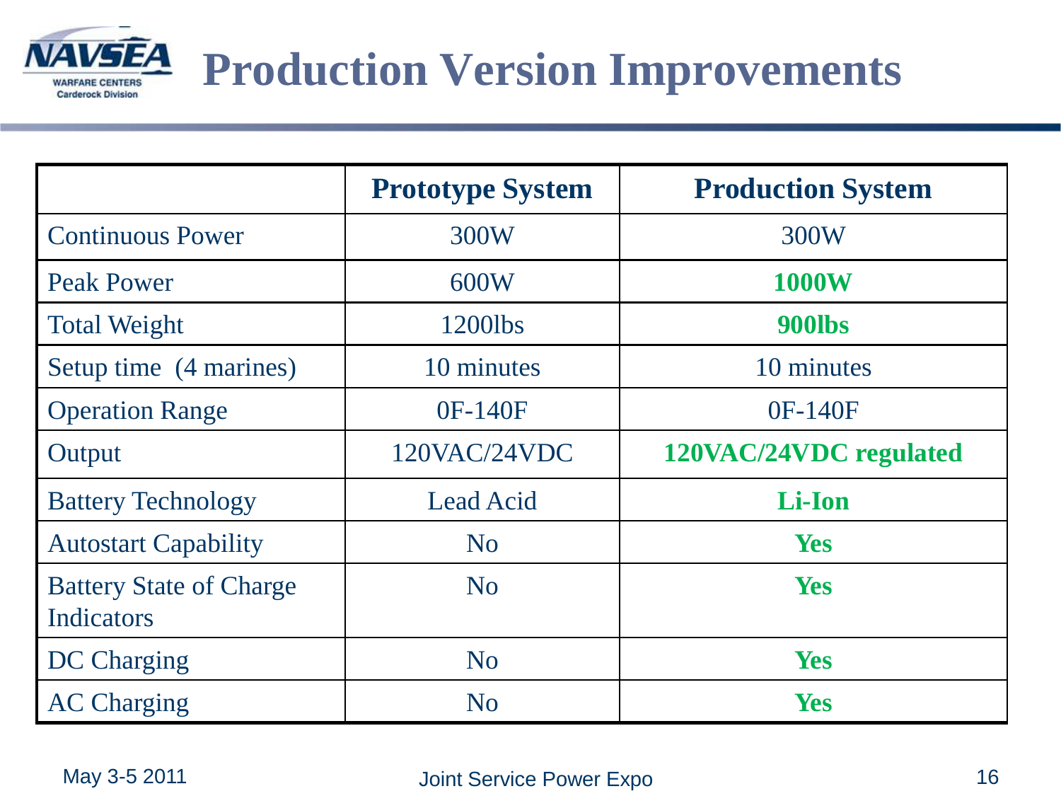# Production Version Improvements

| | Prototype System | Production System |
|---|---|---|
| Continuous Power | 300W | 300W |
| Peak Power | 600W | **1000W** |
| Total Weight | 1200lbs | **900lbs** |
| Setup time (4 marines) | 10 minutes | 10 minutes |
| Operation Range | 0F-140F | 0F-140F |
| Output | 120VAC/24VDC | **120VAC/24VDC regulated** |
| Battery Technology | Lead Acid | **Li-Ion** |
| Autostart Capability | No | **Yes** |
| Battery State of Charge Indicators | No | **Yes** |
| DC Charging | No | **Yes** |
| AC Charging | No | **Yes** |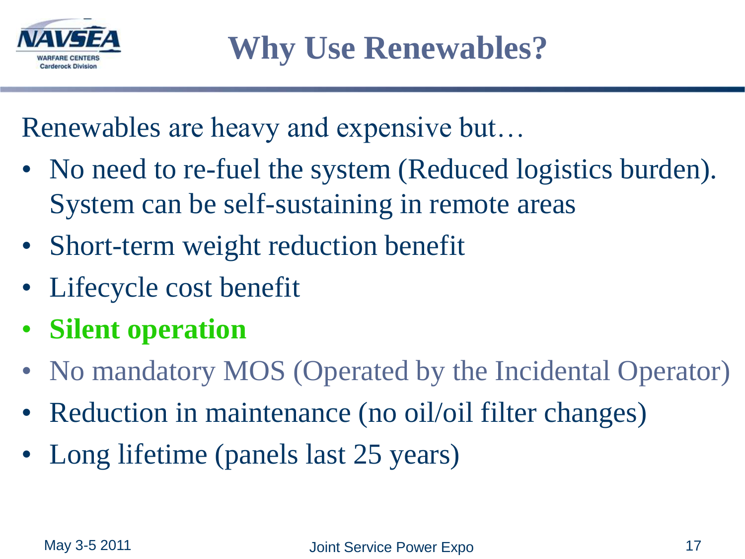# Why Use Renewables?

Renewables are heavy and expensive but…

- No need to re-fuel the system (Reduced logistics burden). System can be self-sustaining in remote areas
- Short-term weight reduction benefit
- Lifecycle cost benefit
- **Silent operation**
- No mandatory MOS (Operated by the Incidental Operator)
- Reduction in maintenance (no oil/oil filter changes)
- Long lifetime (panels last 25 years)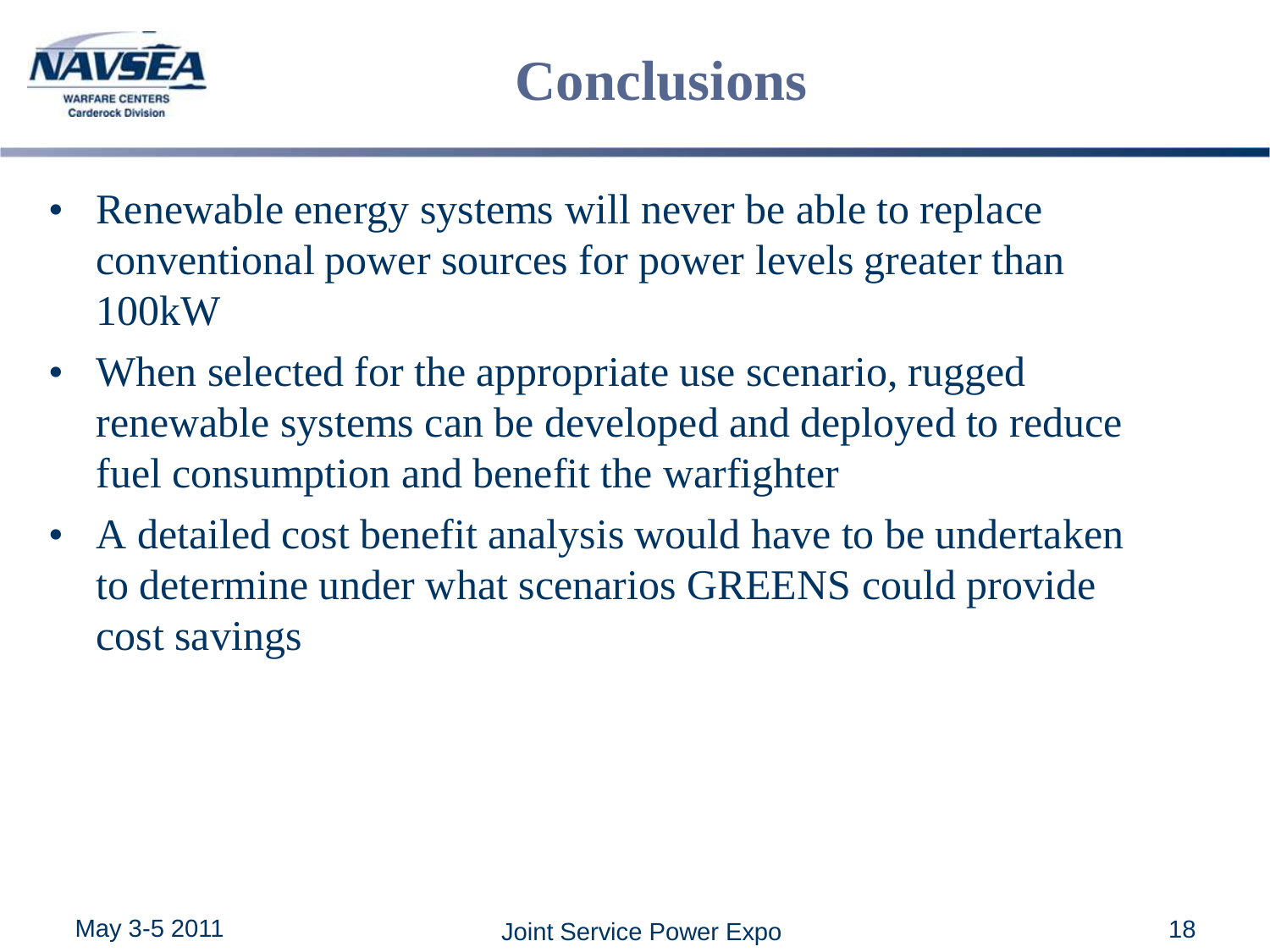# Conclusions

- Renewable energy systems will never be able to replace conventional power sources for power levels greater than 100kW
- When selected for the appropriate use scenario, rugged renewable systems can be developed and deployed to reduce fuel consumption and benefit the warfighter
- A detailed cost benefit analysis would have to be undertaken to determine under what scenarios GREENS could provide cost savings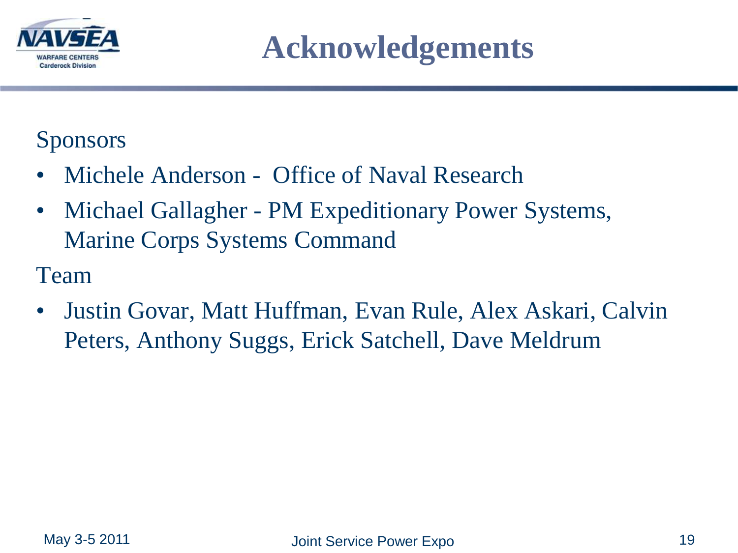# Acknowledgements

Sponsors

- Michele Anderson - Office of Naval Research
- Michael Gallagher - PM Expeditionary Power Systems, Marine Corps Systems Command

Team

- Justin Govar, Matt Huffman, Evan Rule, Alex Askari, Calvin Peters, Anthony Suggs, Erick Satchell, Dave Meldrum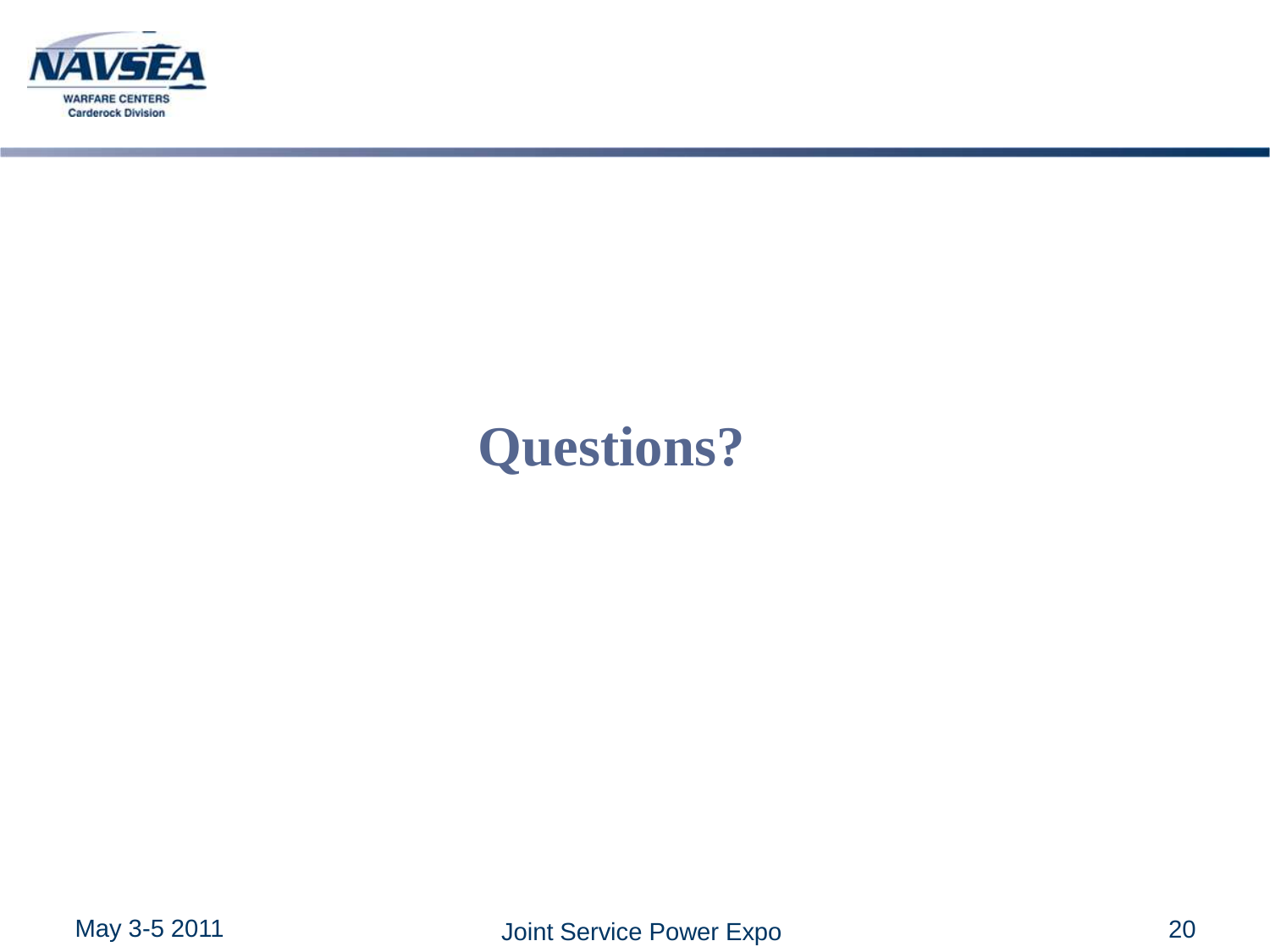# Questions?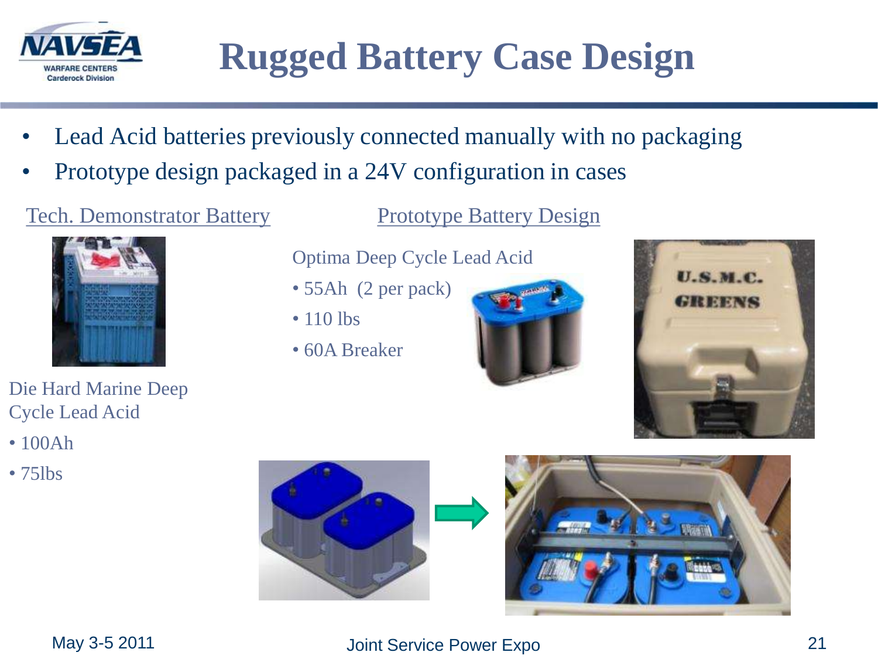# Rugged Battery Case Design

- Lead Acid batteries previously connected manually with no packaging
- Prototype design packaged in a 24V configuration in cases

Tech. Demonstrator Battery

Die Hard Marine Deep Cycle Lead Acid

- 100Ah
- 75lbs

Prototype Battery Design

Optima Deep Cycle Lead Acid

- 55Ah (2 per pack)
- 110 lbs
- 60A Breaker